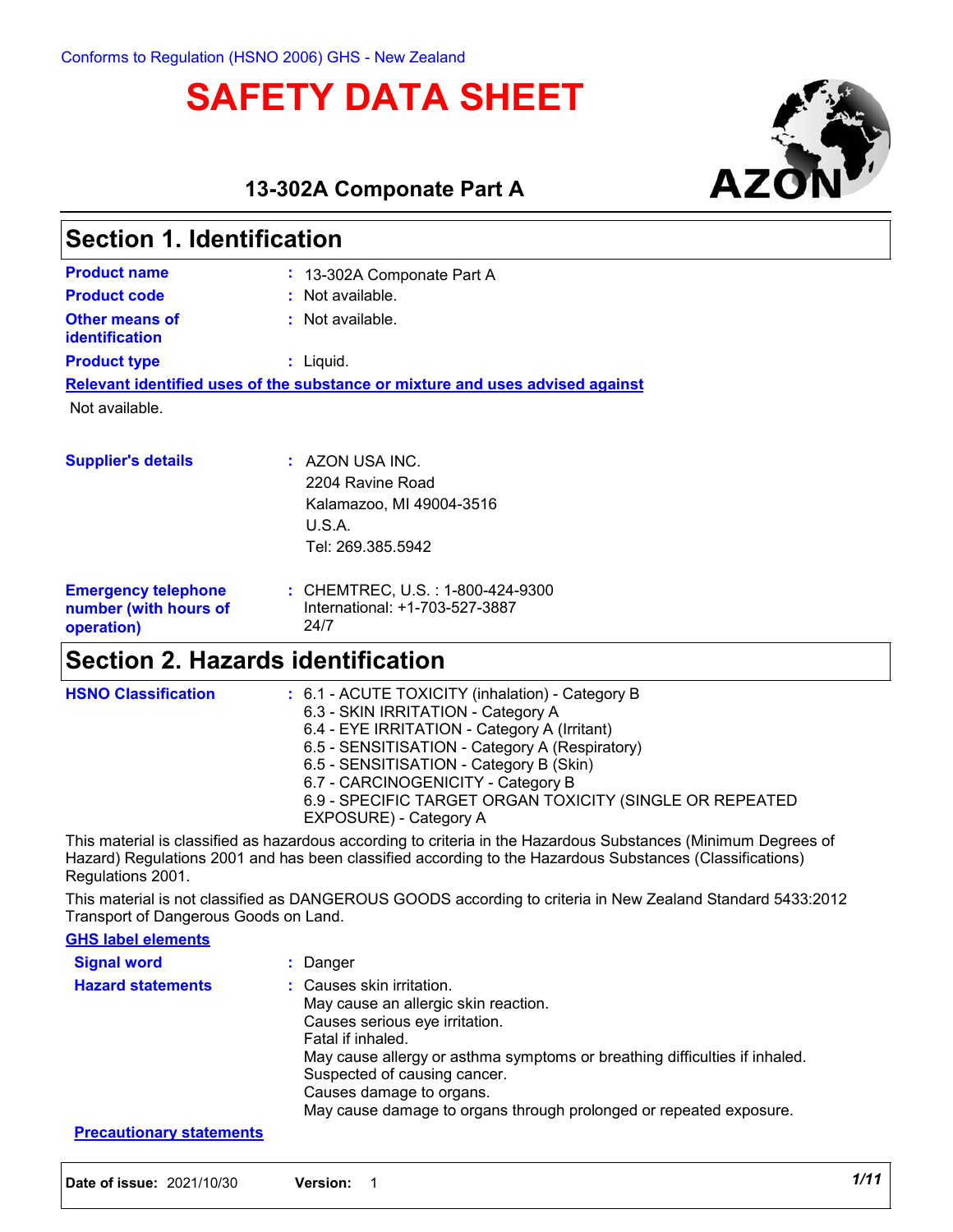Conforms to Regulation (HSNO 2006) GHS - New Zealand

# SAFETY DATA SHEET

### 13-302A Componate Part A

## Section 1. Identification

**Product name** : 13-302A Componate Part A

**Product code** : Not available.

**Other means of identification** : Not available.

**Product type** : Liquid.

**Relevant identified uses of the substance or mixture and uses advised against**

Not available.

**Supplier's details** : AZON USA INC.
2204 Ravine Road
Kalamazoo, MI 49004-3516
U.S.A.
Tel: 269.385.5942

**Emergency telephone number (with hours of operation)** : CHEMTREC, U.S. : 1-800-424-9300
International: +1-703-527-3887
24/7

## Section 2. Hazards identification

**HSNO Classification** :
6.1 - ACUTE TOXICITY (inhalation) - Category B
6.3 - SKIN IRRITATION - Category A
6.4 - EYE IRRITATION - Category A (Irritant)
6.5 - SENSITISATION - Category A (Respiratory)
6.5 - SENSITISATION - Category B (Skin)
6.7 - CARCINOGENICITY - Category B
6.9 - SPECIFIC TARGET ORGAN TOXICITY (SINGLE OR REPEATED EXPOSURE) - Category A

This material is classified as hazardous according to criteria in the Hazardous Substances (Minimum Degrees of Hazard) Regulations 2001 and has been classified according to the Hazardous Substances (Classifications) Regulations 2001.

This material is not classified as DANGEROUS GOODS according to criteria in New Zealand Standard 5433:2012 Transport of Dangerous Goods on Land.

**GHS label elements**

**Signal word** : Danger

**Hazard statements** :
Causes skin irritation.
May cause an allergic skin reaction.
Causes serious eye irritation.
Fatal if inhaled.
May cause allergy or asthma symptoms or breathing difficulties if inhaled.
Suspected of causing cancer.
Causes damage to organs.
May cause damage to organs through prolonged or repeated exposure.

**Precautionary statements**

**Date of issue:** 2021/10/30 **Version:** 1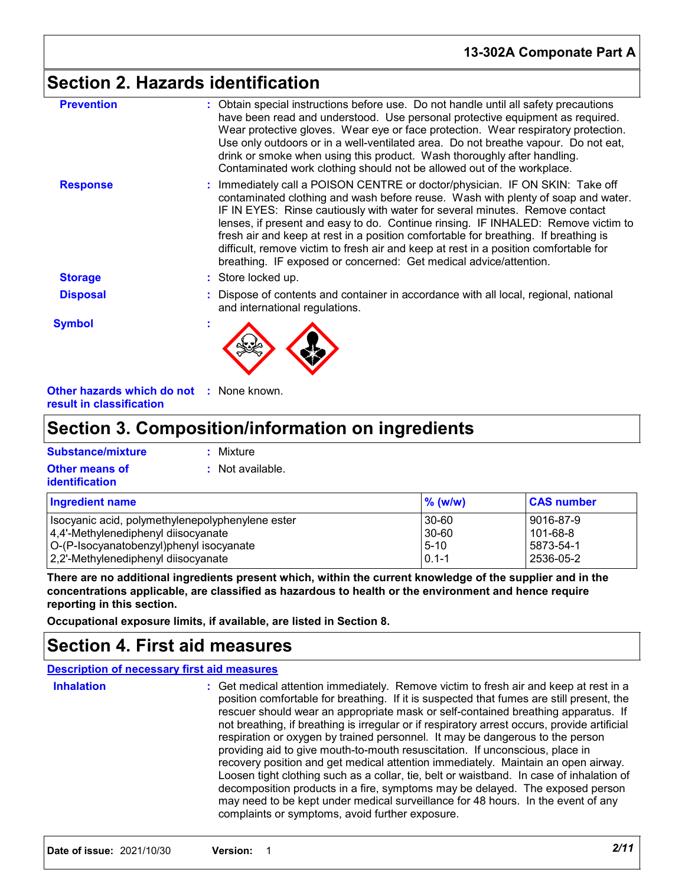## Section 2. Hazards identification

**Prevention** : Obtain special instructions before use. Do not handle until all safety precautions have been read and understood. Use personal protective equipment as required. Wear protective gloves. Wear eye or face protection. Wear respiratory protection. Use only outdoors or in a well-ventilated area. Do not breathe vapour. Do not eat, drink or smoke when using this product. Wash thoroughly after handling. Contaminated work clothing should not be allowed out of the workplace.

**Response** : Immediately call a POISON CENTRE or doctor/physician. IF ON SKIN: Take off contaminated clothing and wash before reuse. Wash with plenty of soap and water. IF IN EYES: Rinse cautiously with water for several minutes. Remove contact lenses, if present and easy to do. Continue rinsing. IF INHALED: Remove victim to fresh air and keep at rest in a position comfortable for breathing. If breathing is difficult, remove victim to fresh air and keep at rest in a position comfortable for breathing. IF exposed or concerned: Get medical advice/attention.

**Storage** : Store locked up.

**Disposal** : Dispose of contents and container in accordance with all local, regional, national and international regulations.

**Symbol** :

**Other hazards which do not result in classification** : None known.

## Section 3. Composition/information on ingredients

**Substance/mixture** : Mixture

**Other means of identification** : Not available.

| Ingredient name | % (w/w) | CAS number |
|---|---|---|
| Isocyanic acid, polymethylenepolyphenylene ester | 30-60 | 9016-87-9 |
| 4,4'-Methylenediphenyl diisocyanate | 30-60 | 101-68-8 |
| O-(P-Isocyanatobenzyl)phenyl isocyanate | 5-10 | 5873-54-1 |
| 2,2'-Methylenediphenyl diisocyanate | 0.1-1 | 2536-05-2 |

**There are no additional ingredients present which, within the current knowledge of the supplier and in the concentrations applicable, are classified as hazardous to health or the environment and hence require reporting in this section.**

**Occupational exposure limits, if available, are listed in Section 8.**

## Section 4. First aid measures

**Description of necessary first aid measures**

**Inhalation** : Get medical attention immediately. Remove victim to fresh air and keep at rest in a position comfortable for breathing. If it is suspected that fumes are still present, the rescuer should wear an appropriate mask or self-contained breathing apparatus. If not breathing, if breathing is irregular or if respiratory arrest occurs, provide artificial respiration or oxygen by trained personnel. It may be dangerous to the person providing aid to give mouth-to-mouth resuscitation. If unconscious, place in recovery position and get medical attention immediately. Maintain an open airway. Loosen tight clothing such as a collar, tie, belt or waistband. In case of inhalation of decomposition products in a fire, symptoms may be delayed. The exposed person may need to be kept under medical surveillance for 48 hours. In the event of any complaints or symptoms, avoid further exposure.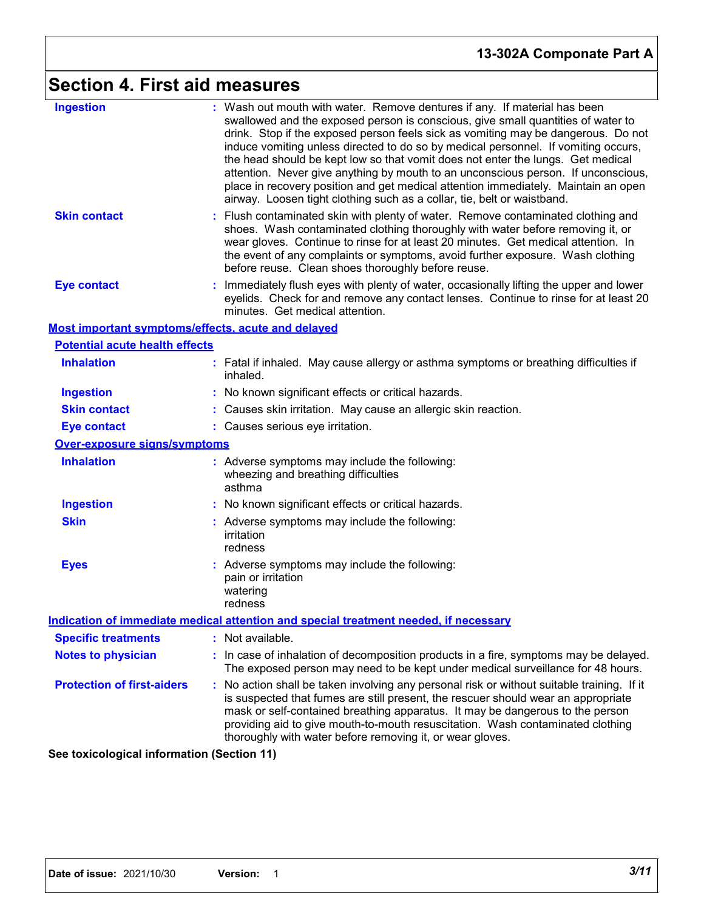## Section 4. First aid measures

| | |
|---|---|
| **Ingestion** | Wash out mouth with water. Remove dentures if any. If material has been swallowed and the exposed person is conscious, give small quantities of water to drink. Stop if the exposed person feels sick as vomiting may be dangerous. Do not induce vomiting unless directed to do so by medical personnel. If vomiting occurs, the head should be kept low so that vomit does not enter the lungs. Get medical attention. Never give anything by mouth to an unconscious person. If unconscious, place in recovery position and get medical attention immediately. Maintain an open airway. Loosen tight clothing such as a collar, tie, belt or waistband. |
| **Skin contact** | Flush contaminated skin with plenty of water. Remove contaminated clothing and shoes. Wash contaminated clothing thoroughly with water before removing it, or wear gloves. Continue to rinse for at least 20 minutes. Get medical attention. In the event of any complaints or symptoms, avoid further exposure. Wash clothing before reuse. Clean shoes thoroughly before reuse. |
| **Eye contact** | Immediately flush eyes with plenty of water, occasionally lifting the upper and lower eyelids. Check for and remove any contact lenses. Continue to rinse for at least 20 minutes. Get medical attention. |

### Most important symptoms/effects, acute and delayed

#### Potential acute health effects

| | |
|---|---|
| **Inhalation** | Fatal if inhaled. May cause allergy or asthma symptoms or breathing difficulties if inhaled. |
| **Ingestion** | No known significant effects or critical hazards. |
| **Skin contact** | Causes skin irritation. May cause an allergic skin reaction. |
| **Eye contact** | Causes serious eye irritation. |

#### Over-exposure signs/symptoms

| | |
|---|---|
| **Inhalation** | Adverse symptoms may include the following:<br>wheezing and breathing difficulties<br>asthma |
| **Ingestion** | No known significant effects or critical hazards. |
| **Skin** | Adverse symptoms may include the following:<br>irritation<br>redness |
| **Eyes** | Adverse symptoms may include the following:<br>pain or irritation<br>watering<br>redness |

### Indication of immediate medical attention and special treatment needed, if necessary

| | |
|---|---|
| **Specific treatments** | Not available. |
| **Notes to physician** | In case of inhalation of decomposition products in a fire, symptoms may be delayed. The exposed person may need to be kept under medical surveillance for 48 hours. |
| **Protection of first-aiders** | No action shall be taken involving any personal risk or without suitable training. If it is suspected that fumes are still present, the rescuer should wear an appropriate mask or self-contained breathing apparatus. It may be dangerous to the person providing aid to give mouth-to-mouth resuscitation. Wash contaminated clothing thoroughly with water before removing it, or wear gloves. |

**See toxicological information (Section 11)**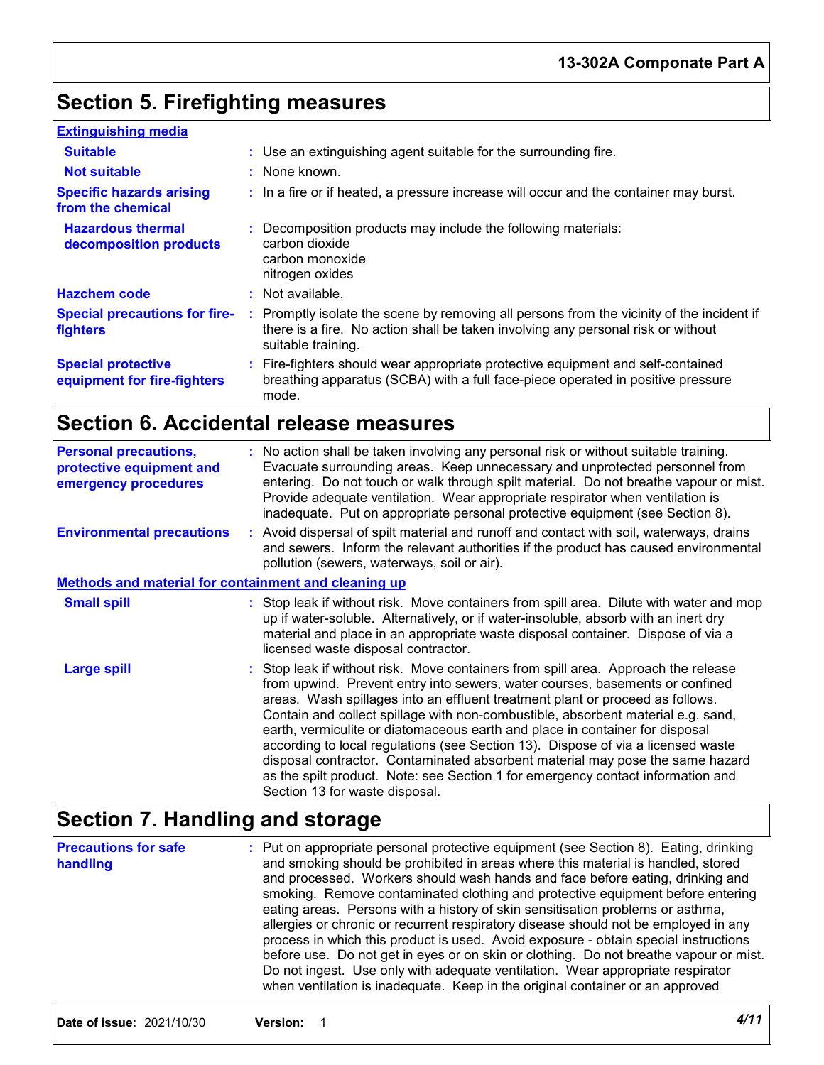## Section 5. Firefighting measures

**Extinguishing media**

**Suitable** : Use an extinguishing agent suitable for the surrounding fire.

**Not suitable** : None known.

**Specific hazards arising from the chemical** : In a fire or if heated, a pressure increase will occur and the container may burst.

**Hazardous thermal decomposition products** : Decomposition products may include the following materials:
carbon dioxide
carbon monoxide
nitrogen oxides

**Hazchem code** : Not available.

**Special precautions for fire-fighters** : Promptly isolate the scene by removing all persons from the vicinity of the incident if there is a fire. No action shall be taken involving any personal risk or without suitable training.

**Special protective equipment for fire-fighters** : Fire-fighters should wear appropriate protective equipment and self-contained breathing apparatus (SCBA) with a full face-piece operated in positive pressure mode.

## Section 6. Accidental release measures

**Personal precautions, protective equipment and emergency procedures** : No action shall be taken involving any personal risk or without suitable training. Evacuate surrounding areas. Keep unnecessary and unprotected personnel from entering. Do not touch or walk through spilt material. Do not breathe vapour or mist. Provide adequate ventilation. Wear appropriate respirator when ventilation is inadequate. Put on appropriate personal protective equipment (see Section 8).

**Environmental precautions** : Avoid dispersal of spilt material and runoff and contact with soil, waterways, drains and sewers. Inform the relevant authorities if the product has caused environmental pollution (sewers, waterways, soil or air).

**Methods and material for containment and cleaning up**

**Small spill** : Stop leak if without risk. Move containers from spill area. Dilute with water and mop up if water-soluble. Alternatively, or if water-insoluble, absorb with an inert dry material and place in an appropriate waste disposal container. Dispose of via a licensed waste disposal contractor.

**Large spill** : Stop leak if without risk. Move containers from spill area. Approach the release from upwind. Prevent entry into sewers, water courses, basements or confined areas. Wash spillages into an effluent treatment plant or proceed as follows. Contain and collect spillage with non-combustible, absorbent material e.g. sand, earth, vermiculite or diatomaceous earth and place in container for disposal according to local regulations (see Section 13). Dispose of via a licensed waste disposal contractor. Contaminated absorbent material may pose the same hazard as the spilt product. Note: see Section 1 for emergency contact information and Section 13 for waste disposal.

## Section 7. Handling and storage

**Precautions for safe handling** : Put on appropriate personal protective equipment (see Section 8). Eating, drinking and smoking should be prohibited in areas where this material is handled, stored and processed. Workers should wash hands and face before eating, drinking and smoking. Remove contaminated clothing and protective equipment before entering eating areas. Persons with a history of skin sensitisation problems or asthma, allergies or chronic or recurrent respiratory disease should not be employed in any process in which this product is used. Avoid exposure - obtain special instructions before use. Do not get in eyes or on skin or clothing. Do not breathe vapour or mist. Do not ingest. Use only with adequate ventilation. Wear appropriate respirator when ventilation is inadequate. Keep in the original container or an approved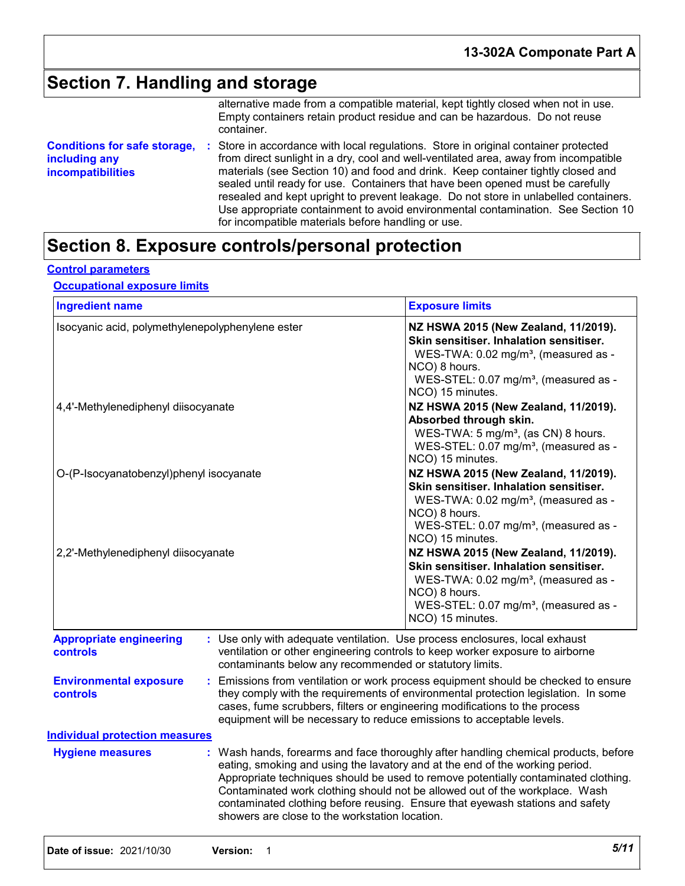## Section 7. Handling and storage

alternative made from a compatible material, kept tightly closed when not in use. Empty containers retain product residue and can be hazardous. Do not reuse container.

**Conditions for safe storage, including any incompatibilities** : Store in accordance with local regulations. Store in original container protected from direct sunlight in a dry, cool and well-ventilated area, away from incompatible materials (see Section 10) and food and drink. Keep container tightly closed and sealed until ready for use. Containers that have been opened must be carefully resealed and kept upright to prevent leakage. Do not store in unlabelled containers. Use appropriate containment to avoid environmental contamination. See Section 10 for incompatible materials before handling or use.

## Section 8. Exposure controls/personal protection

**Control parameters**

**Occupational exposure limits**

| Ingredient name | Exposure limits |
|---|---|
| Isocyanic acid, polymethylenepolyphenylene ester | **NZ HSWA 2015 (New Zealand, 11/2019). Skin sensitiser. Inhalation sensitiser.** WES-TWA: 0.02 mg/m³, (measured as -NCO) 8 hours. WES-STEL: 0.07 mg/m³, (measured as -NCO) 15 minutes. |
| 4,4'-Methylenediphenyl diisocyanate | **NZ HSWA 2015 (New Zealand, 11/2019). Absorbed through skin.** WES-TWA: 5 mg/m³, (as CN) 8 hours. WES-STEL: 0.07 mg/m³, (measured as -NCO) 15 minutes. |
| O-(P-Isocyanatobenzyl)phenyl isocyanate | **NZ HSWA 2015 (New Zealand, 11/2019). Skin sensitiser. Inhalation sensitiser.** WES-TWA: 0.02 mg/m³, (measured as -NCO) 8 hours. WES-STEL: 0.07 mg/m³, (measured as -NCO) 15 minutes. |
| 2,2'-Methylenediphenyl diisocyanate | **NZ HSWA 2015 (New Zealand, 11/2019). Skin sensitiser. Inhalation sensitiser.** WES-TWA: 0.02 mg/m³, (measured as -NCO) 8 hours. WES-STEL: 0.07 mg/m³, (measured as -NCO) 15 minutes. |

**Appropriate engineering controls** : Use only with adequate ventilation. Use process enclosures, local exhaust ventilation or other engineering controls to keep worker exposure to airborne contaminants below any recommended or statutory limits.

**Environmental exposure controls** : Emissions from ventilation or work process equipment should be checked to ensure they comply with the requirements of environmental protection legislation. In some cases, fume scrubbers, filters or engineering modifications to the process equipment will be necessary to reduce emissions to acceptable levels.

**Individual protection measures**

**Hygiene measures** : Wash hands, forearms and face thoroughly after handling chemical products, before eating, smoking and using the lavatory and at the end of the working period. Appropriate techniques should be used to remove potentially contaminated clothing. Contaminated work clothing should not be allowed out of the workplace. Wash contaminated clothing before reusing. Ensure that eyewash stations and safety showers are close to the workstation location.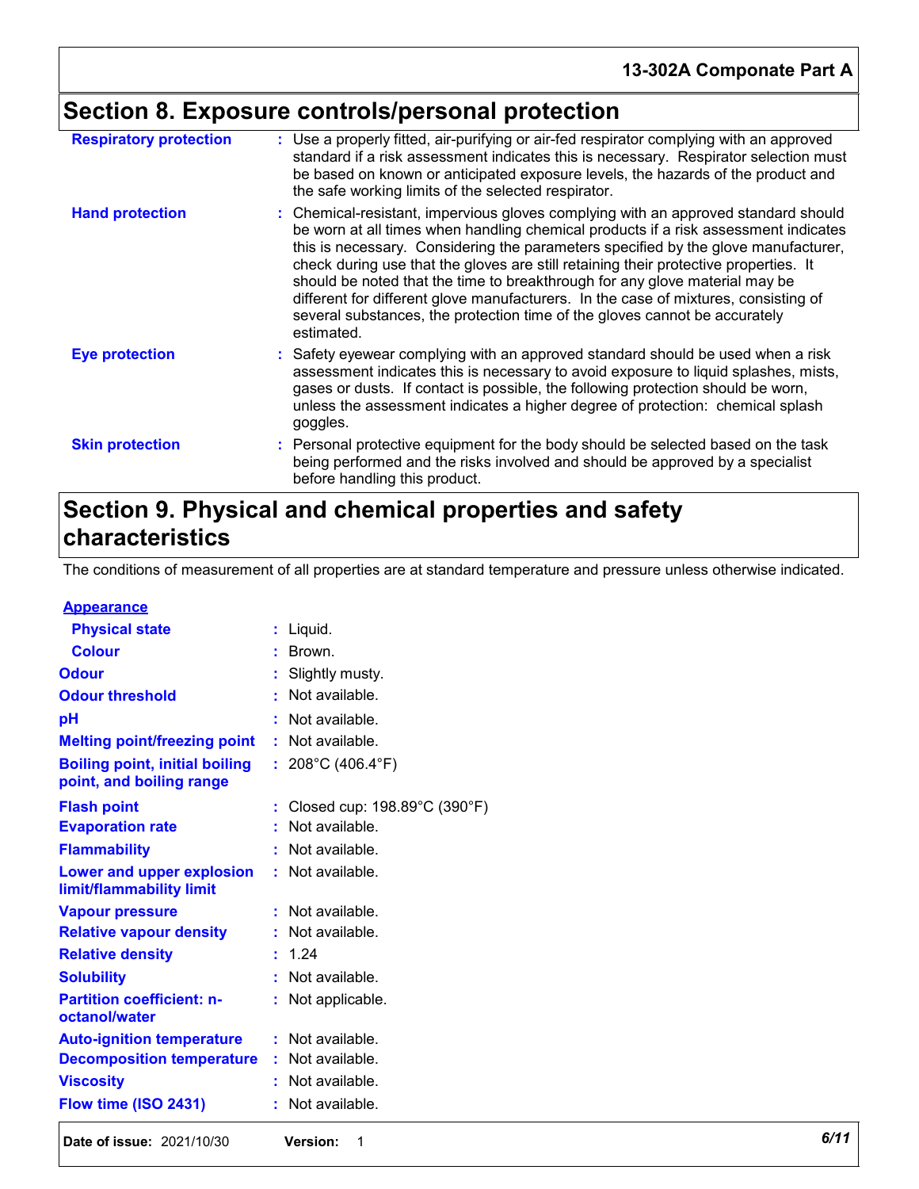## Section 8. Exposure controls/personal protection

| | |
|---|---|
| **Respiratory protection** | Use a properly fitted, air-purifying or air-fed respirator complying with an approved standard if a risk assessment indicates this is necessary. Respirator selection must be based on known or anticipated exposure levels, the hazards of the product and the safe working limits of the selected respirator. |
| **Hand protection** | Chemical-resistant, impervious gloves complying with an approved standard should be worn at all times when handling chemical products if a risk assessment indicates this is necessary. Considering the parameters specified by the glove manufacturer, check during use that the gloves are still retaining their protective properties. It should be noted that the time to breakthrough for any glove material may be different for different glove manufacturers. In the case of mixtures, consisting of several substances, the protection time of the gloves cannot be accurately estimated. |
| **Eye protection** | Safety eyewear complying with an approved standard should be used when a risk assessment indicates this is necessary to avoid exposure to liquid splashes, mists, gases or dusts. If contact is possible, the following protection should be worn, unless the assessment indicates a higher degree of protection: chemical splash goggles. |
| **Skin protection** | Personal protective equipment for the body should be selected based on the task being performed and the risks involved and should be approved by a specialist before handling this product. |

## Section 9. Physical and chemical properties and safety characteristics

The conditions of measurement of all properties are at standard temperature and pressure unless otherwise indicated.

**Appearance**

| | |
|---|---|
| **Physical state** | Liquid. |
| **Colour** | Brown. |
| **Odour** | Slightly musty. |
| **Odour threshold** | Not available. |
| **pH** | Not available. |
| **Melting point/freezing point** | Not available. |
| **Boiling point, initial boiling point, and boiling range** | 208°C (406.4°F) |
| **Flash point** | Closed cup: 198.89°C (390°F) |
| **Evaporation rate** | Not available. |
| **Flammability** | Not available. |
| **Lower and upper explosion limit/flammability limit** | Not available. |
| **Vapour pressure** | Not available. |
| **Relative vapour density** | Not available. |
| **Relative density** | 1.24 |
| **Solubility** | Not available. |
| **Partition coefficient: n-octanol/water** | Not applicable. |
| **Auto-ignition temperature** | Not available. |
| **Decomposition temperature** | Not available. |
| **Viscosity** | Not available. |
| **Flow time (ISO 2431)** | Not available. |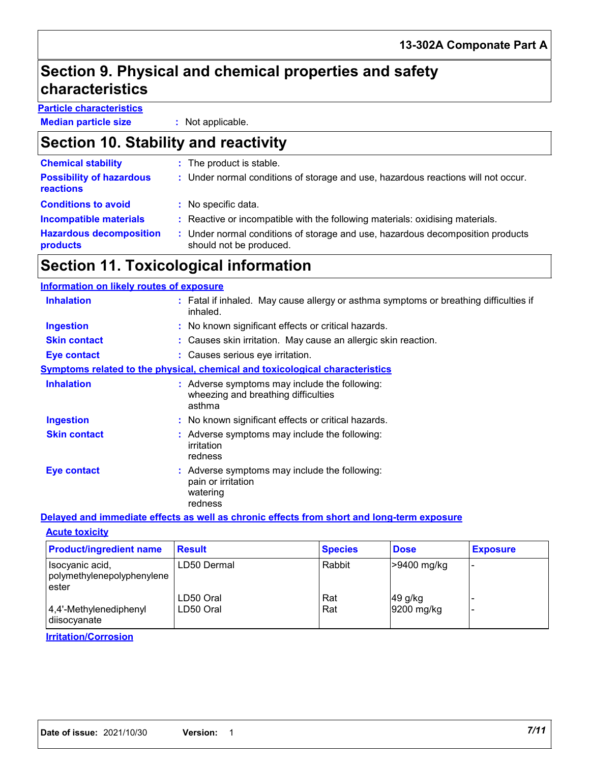## Section 9. Physical and chemical properties and safety characteristics

**Particle characteristics**

**Median particle size** : Not applicable.

## Section 10. Stability and reactivity

**Chemical stability** : The product is stable.

**Possibility of hazardous reactions** : Under normal conditions of storage and use, hazardous reactions will not occur.

**Conditions to avoid** : No specific data.

**Incompatible materials** : Reactive or incompatible with the following materials: oxidising materials.

**Hazardous decomposition products** : Under normal conditions of storage and use, hazardous decomposition products should not be produced.

## Section 11. Toxicological information

**Information on likely routes of exposure**

**Inhalation** : Fatal if inhaled. May cause allergy or asthma symptoms or breathing difficulties if inhaled.

**Ingestion** : No known significant effects or critical hazards.

**Skin contact** : Causes skin irritation. May cause an allergic skin reaction.

**Eye contact** : Causes serious eye irritation.

**Symptoms related to the physical, chemical and toxicological characteristics**

**Inhalation** : Adverse symptoms may include the following:
wheezing and breathing difficulties
asthma

**Ingestion** : No known significant effects or critical hazards.

**Skin contact** : Adverse symptoms may include the following:
irritation
redness

**Eye contact** : Adverse symptoms may include the following:
pain or irritation
watering
redness

**Delayed and immediate effects as well as chronic effects from short and long-term exposure**

**Acute toxicity**

| Product/ingredient name | Result | Species | Dose | Exposure |
|---|---|---|---|---|
| Isocyanic acid, polymethylenepolyphenylene ester | LD50 Dermal | Rabbit | >9400 mg/kg | - |
| | LD50 Oral | Rat | 49 g/kg | - |
| 4,4'-Methylenediphenyl diisocyanate | LD50 Oral | Rat | 9200 mg/kg | - |

**Irritation/Corrosion**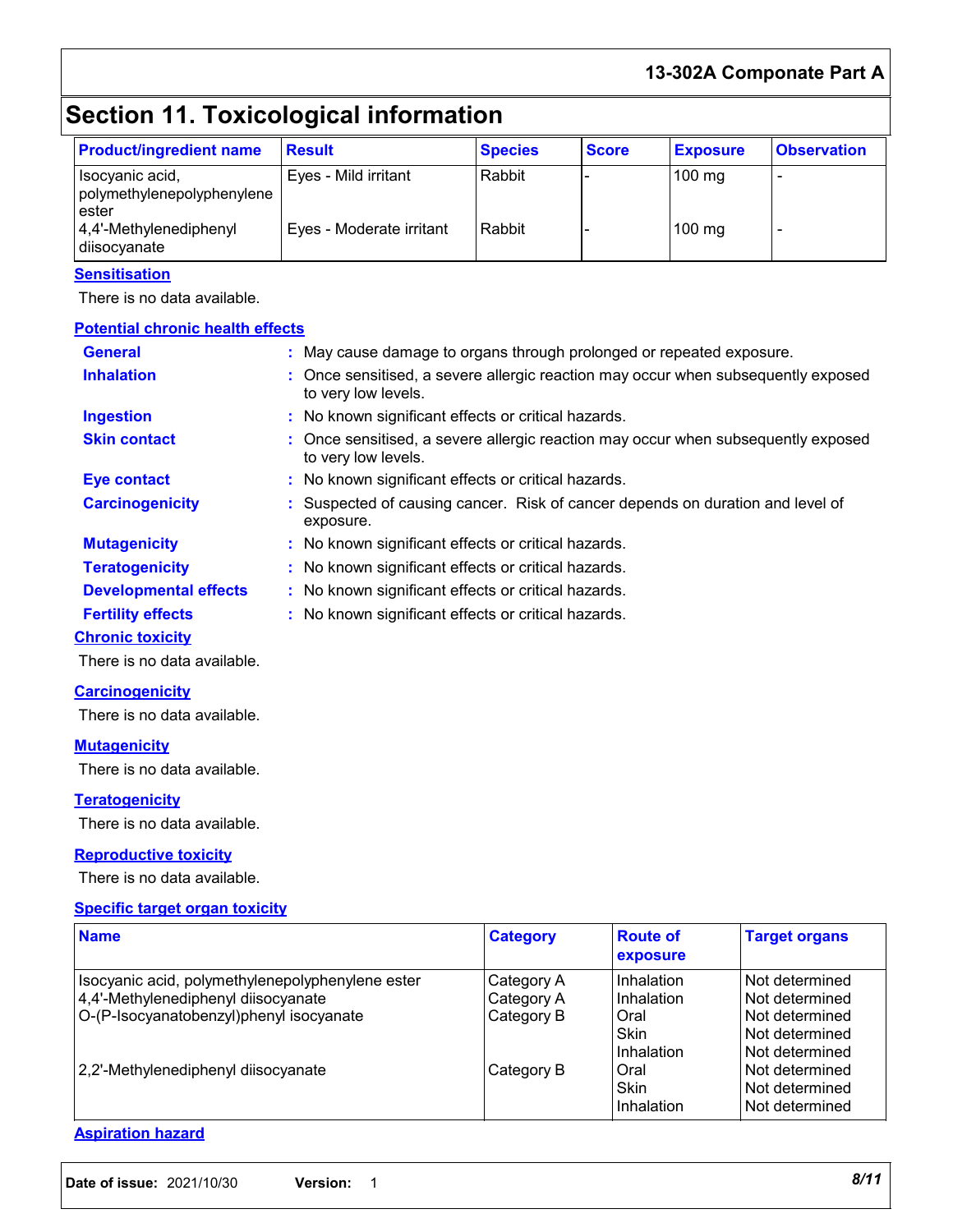## Section 11. Toxicological information

| Product/ingredient name | Result | Species | Score | Exposure | Observation |
|---|---|---|---|---|---|
| Isocyanic acid, polymethylenepolyphenylene ester | Eyes - Mild irritant | Rabbit | - | 100 mg | - |
| 4,4'-Methylenediphenyl diisocyanate | Eyes - Moderate irritant | Rabbit | - | 100 mg | - |

**Sensitisation**

There is no data available.

**Potential chronic health effects**

- **General** : May cause damage to organs through prolonged or repeated exposure.
- **Inhalation** : Once sensitised, a severe allergic reaction may occur when subsequently exposed to very low levels.
- **Ingestion** : No known significant effects or critical hazards.
- **Skin contact** : Once sensitised, a severe allergic reaction may occur when subsequently exposed to very low levels.
- **Eye contact** : No known significant effects or critical hazards.
- **Carcinogenicity** : Suspected of causing cancer. Risk of cancer depends on duration and level of exposure.
- **Mutagenicity** : No known significant effects or critical hazards.
- **Teratogenicity** : No known significant effects or critical hazards.
- **Developmental effects** : No known significant effects or critical hazards.
- **Fertility effects** : No known significant effects or critical hazards.

**Chronic toxicity**

There is no data available.

**Carcinogenicity**

There is no data available.

**Mutagenicity**

There is no data available.

**Teratogenicity**

There is no data available.

**Reproductive toxicity**

There is no data available.

**Specific target organ toxicity**

| Name | Category | Route of exposure | Target organs |
|---|---|---|---|
| Isocyanic acid, polymethylenepolyphenylene ester | Category A | Inhalation | Not determined |
| 4,4'-Methylenediphenyl diisocyanate | Category A | Inhalation | Not determined |
| O-(P-Isocyanatobenzyl)phenyl isocyanate | Category B | Oral | Not determined |
| | | Skin | Not determined |
| | | Inhalation | Not determined |
| 2,2'-Methylenediphenyl diisocyanate | Category B | Oral | Not determined |
| | | Skin | Not determined |
| | | Inhalation | Not determined |

**Aspiration hazard**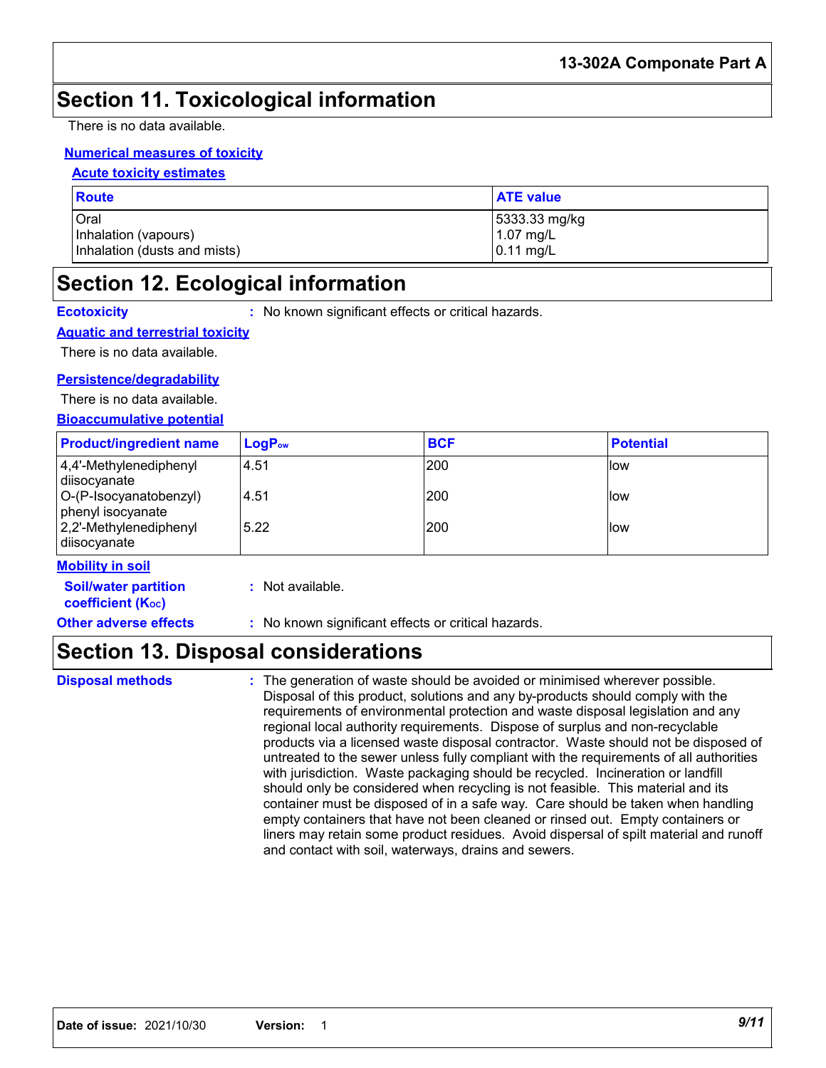## Section 11. Toxicological information

There is no data available.

**Numerical measures of toxicity**

**Acute toxicity estimates**

| Route | ATE value |
| --- | --- |
| Oral | 5333.33 mg/kg |
| Inhalation (vapours) | 1.07 mg/L |
| Inhalation (dusts and mists) | 0.11 mg/L |

## Section 12. Ecological information

**Ecotoxicity** : No known significant effects or critical hazards.

**Aquatic and terrestrial toxicity**

There is no data available.

**Persistence/degradability**

There is no data available.

**Bioaccumulative potential**

| Product/ingredient name | $LogP_{ow}$ | BCF | Potential |
| --- | --- | --- | --- |
| 4,4'-Methylenediphenyl diisocyanate | 4.51 | 200 | low |
| O-(P-Isocyanatobenzyl) phenyl isocyanate | 4.51 | 200 | low |
| 2,2'-Methylenediphenyl diisocyanate | 5.22 | 200 | low |

**Mobility in soil**

**Soil/water partition coefficient ($K_{OC}$)** : Not available.

**Other adverse effects** : No known significant effects or critical hazards.

## Section 13. Disposal considerations

**Disposal methods** : The generation of waste should be avoided or minimised wherever possible. Disposal of this product, solutions and any by-products should comply with the requirements of environmental protection and waste disposal legislation and any regional local authority requirements. Dispose of surplus and non-recyclable products via a licensed waste disposal contractor. Waste should not be disposed of untreated to the sewer unless fully compliant with the requirements of all authorities with jurisdiction. Waste packaging should be recycled. Incineration or landfill should only be considered when recycling is not feasible. This material and its container must be disposed of in a safe way. Care should be taken when handling empty containers that have not been cleaned or rinsed out. Empty containers or liners may retain some product residues. Avoid dispersal of spilt material and runoff and contact with soil, waterways, drains and sewers.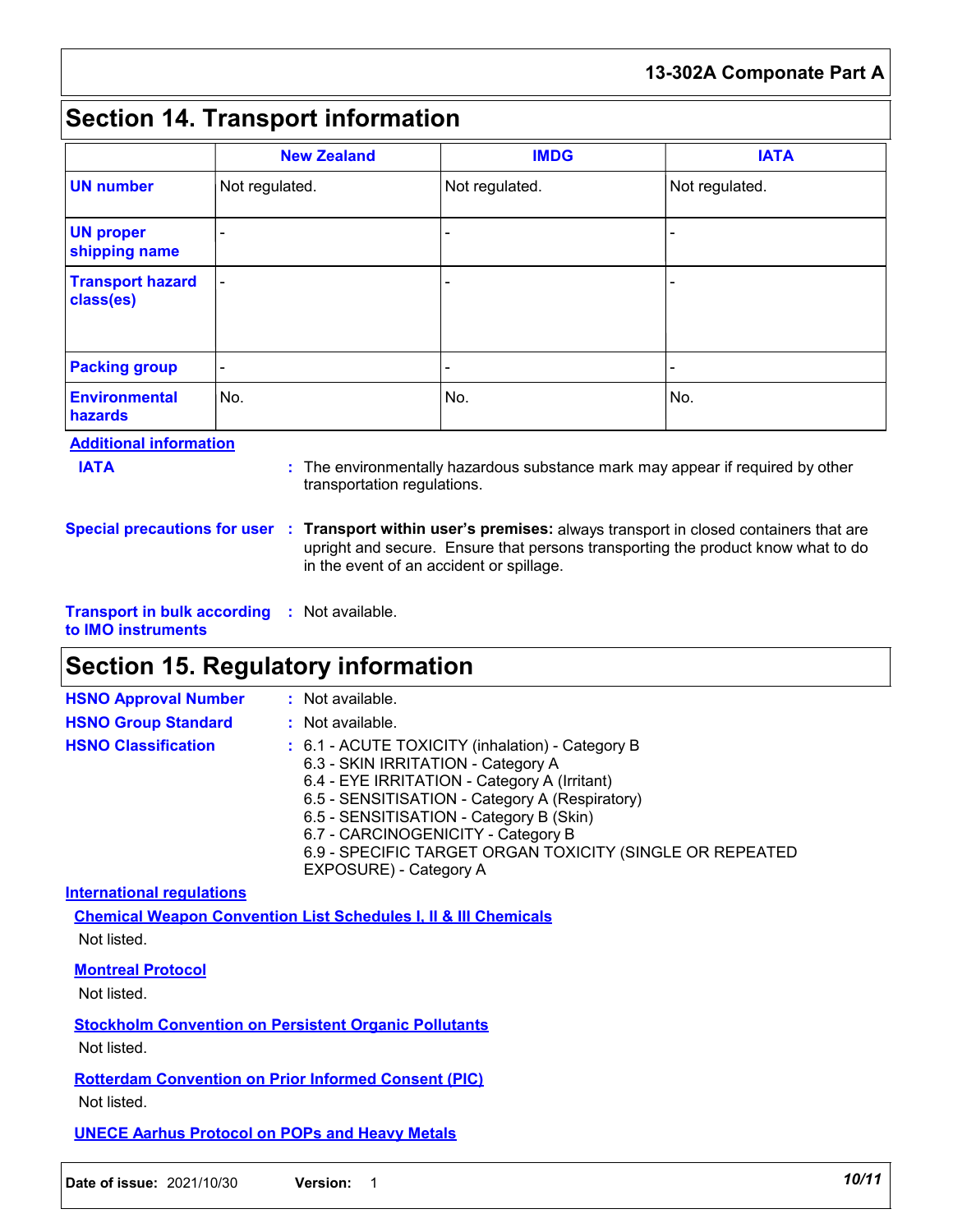## Section 14. Transport information

| | New Zealand | IMDG | IATA |
|---|---|---|---|
| **UN number** | Not regulated. | Not regulated. | Not regulated. |
| **UN proper shipping name** | - | - | - |
| **Transport hazard class(es)** | - | - | - |
| **Packing group** | - | - | - |
| **Environmental hazards** | No. | No. | No. |

**Additional information**

**IATA** : The environmentally hazardous substance mark may appear if required by other transportation regulations.

**Special precautions for user** : **Transport within user's premises:** always transport in closed containers that are upright and secure. Ensure that persons transporting the product know what to do in the event of an accident or spillage.

**Transport in bulk according to IMO instruments** : Not available.

## Section 15. Regulatory information

**HSNO Approval Number** : Not available.

**HSNO Group Standard** : Not available.

**HSNO Classification** : 6.1 - ACUTE TOXICITY (inhalation) - Category B
6.3 - SKIN IRRITATION - Category A
6.4 - EYE IRRITATION - Category A (Irritant)
6.5 - SENSITISATION - Category A (Respiratory)
6.5 - SENSITISATION - Category B (Skin)
6.7 - CARCINOGENICITY - Category B
6.9 - SPECIFIC TARGET ORGAN TOXICITY (SINGLE OR REPEATED EXPOSURE) - Category A

**International regulations**

**Chemical Weapon Convention List Schedules I, II & III Chemicals**

Not listed.

**Montreal Protocol**

Not listed.

**Stockholm Convention on Persistent Organic Pollutants**

Not listed.

**Rotterdam Convention on Prior Informed Consent (PIC)**

Not listed.

**UNECE Aarhus Protocol on POPs and Heavy Metals**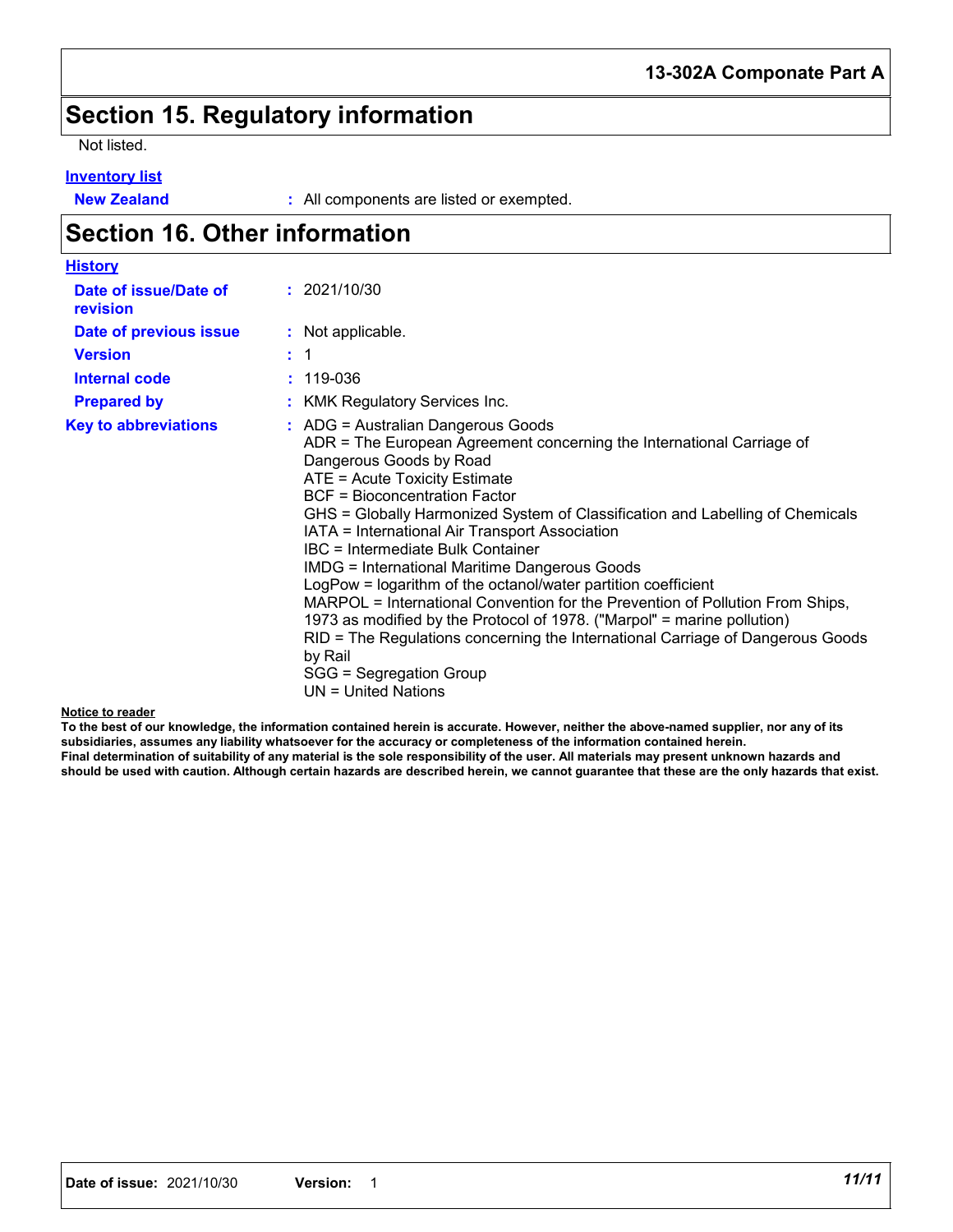## Section 15. Regulatory information

Not listed.

**Inventory list**

**New Zealand** : All components are listed or exempted.

## Section 16. Other information

**History**

**Date of issue/Date of revision** : 2021/10/30

**Date of previous issue** : Not applicable.

**Version** : 1

**Internal code** : 119-036

**Prepared by** : KMK Regulatory Services Inc.

**Key to abbreviations** : ADG = Australian Dangerous Goods
ADR = The European Agreement concerning the International Carriage of Dangerous Goods by Road
ATE = Acute Toxicity Estimate
BCF = Bioconcentration Factor
GHS = Globally Harmonized System of Classification and Labelling of Chemicals
IATA = International Air Transport Association
IBC = Intermediate Bulk Container
IMDG = International Maritime Dangerous Goods
LogPow = logarithm of the octanol/water partition coefficient
MARPOL = International Convention for the Prevention of Pollution From Ships, 1973 as modified by the Protocol of 1978. ("Marpol" = marine pollution)
RID = The Regulations concerning the International Carriage of Dangerous Goods by Rail
SGG = Segregation Group
UN = United Nations

**Notice to reader**

**To the best of our knowledge, the information contained herein is accurate. However, neither the above-named supplier, nor any of its subsidiaries, assumes any liability whatsoever for the accuracy or completeness of the information contained herein.**
**Final determination of suitability of any material is the sole responsibility of the user. All materials may present unknown hazards and should be used with caution. Although certain hazards are described herein, we cannot guarantee that these are the only hazards that exist.**